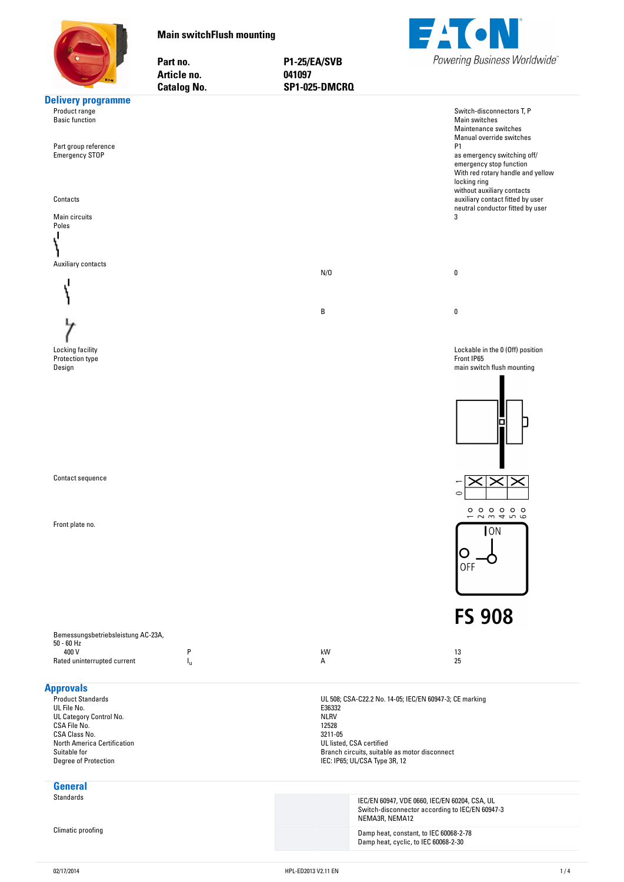**Main switchFlush mounting**

| | |
|---|---|
| **Part no.** | **P1-25/EA/SVB** |
| **Article no.** | **041097** |
| **Catalog No.** | **SP1-025-DMCRQ** |

EATON
*Powering Business Worldwide*

## Delivery programme

| | | | |
|---|---|---|---|
| Product range | | | Switch-disconnectors T, P |
| Basic function | | | Main switches<br>Maintenance switches<br>Manual override switches |
| Part group reference | | | P1 |
| Emergency STOP | | | as emergency switching off/ emergency stop function<br>With red rotary handle and yellow locking ring |
| Contacts | | | without auxiliary contacts<br>auxiliary contact fitted by user<br>neutral conductor fitted by user |
| Main circuits<br>Poles | | | 3 |
| Auxiliary contacts | | N/O | 0 |
| | | B | 0 |
| Locking facility | | | Lockable in the 0 (Off) position |
| Protection type | | | Front IP65 |
| Design | | | main switch flush mounting |
| Contact sequence | | | |
| Front plate no. | | | FS 908 |
| Bemessungsbetriebsleistung AC-23A, 50 - 60 Hz<br>400 V | P | kW | 13 |
| Rated uninterrupted current | $I_u$ | A | 25 |

## Approvals

| | |
|---|---|
| Product Standards | UL 508; CSA-C22.2 No. 14-05; IEC/EN 60947-3; CE marking |
| UL File No. | E36332 |
| UL Category Control No. | NLRV |
| CSA File No. | 12528 |
| CSA Class No. | 3211-05 |
| North America Certification | UL listed, CSA certified |
| Suitable for | Branch circuits, suitable as motor disconnect |
| Degree of Protection | IEC: IP65; UL/CSA Type 3R, 12 |

## General

| | | |
|---|---|---|
| Standards | | IEC/EN 60947, VDE 0660, IEC/EN 60204, CSA, UL<br>Switch-disconnector according to IEC/EN 60947-3<br>NEMA3R, NEMA12 |
| Climatic proofing | | Damp heat, constant, to IEC 60068-2-78<br>Damp heat, cyclic, to IEC 60068-2-30 |

02/17/2014 HPL-ED2013 V2.11 EN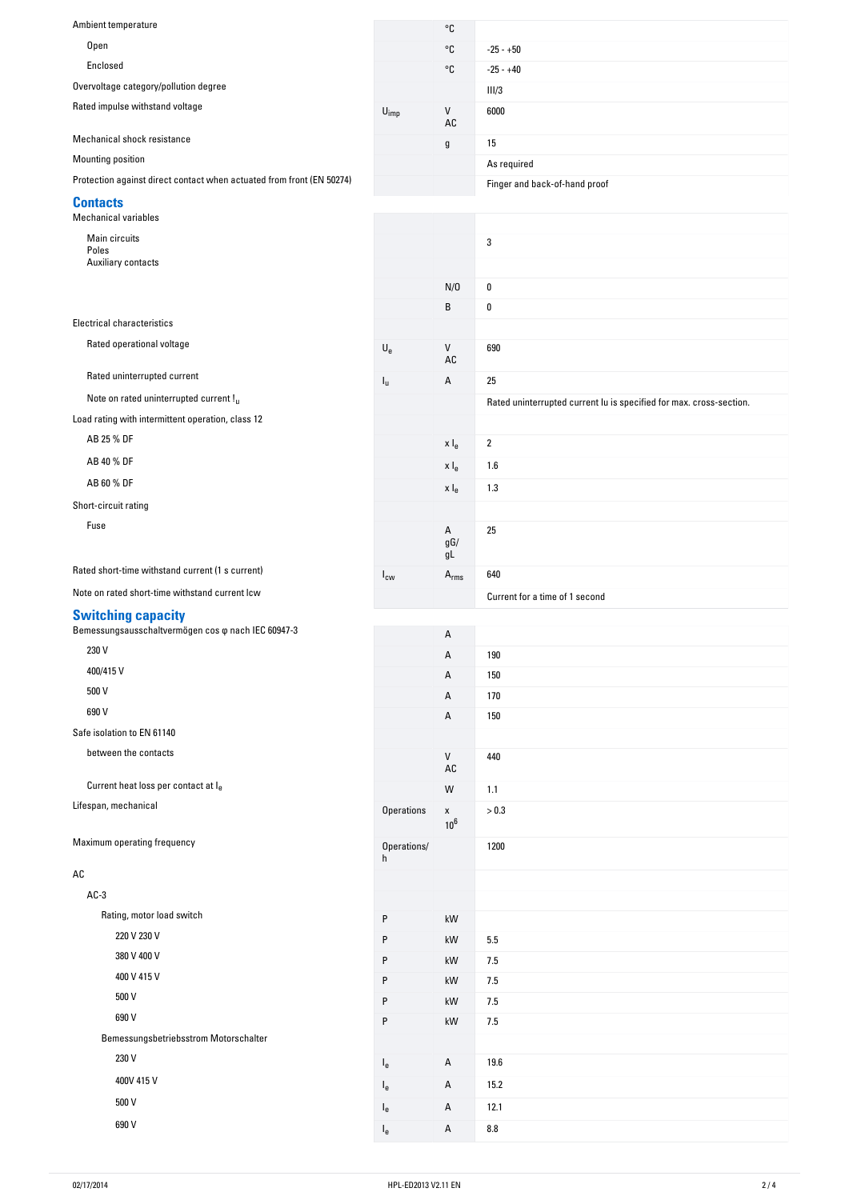| | | | |
|---|---|---|---|
| Ambient temperature | | °C | |
| Open | | °C | -25 - +50 |
| Enclosed | | °C | -25 - +40 |
| Overvoltage category/pollution degree | | | III/3 |
| Rated impulse withstand voltage | $U_{imp}$ | V AC | 6000 |
| Mechanical shock resistance | | g | 15 |
| Mounting position | | | As required |
| Protection against direct contact when actuated from front (EN 50274) | | | Finger and back-of-hand proof |

## Contacts

| | | | |
|---|---|---|---|
| Mechanical variables | | | |
| Main circuits<br>Poles<br>Auxiliary contacts | | | 3 |
| | | N/O | 0 |
| | | B | 0 |
| Electrical characteristics | | | |
| Rated operational voltage | $U_e$ | V AC | 690 |
| Rated uninterrupted current | $I_u$ | A | 25 |
| Note on rated uninterrupted current $I_u$ | | | Rated uninterrupted current Iu is specified for max. cross-section. |
| Load rating with intermittent operation, class 12 | | | |
| AB 25 % DF | | x $I_e$ | 2 |
| AB 40 % DF | | x $I_e$ | 1.6 |
| AB 60 % DF | | x $I_e$ | 1.3 |
| Short-circuit rating | | | |
| Fuse | | A gG/ gL | 25 |
| Rated short-time withstand current (1 s current) | $I_{cw}$ | $A_{rms}$ | 640 |
| Note on rated short-time withstand current Icw | | | Current for a time of 1 second |

## Switching capacity

| | | | |
|---|---|---|---|
| Bemessungsausschaltvermögen cos φ nach IEC 60947-3 | | A | |
| 230 V | | A | 190 |
| 400/415 V | | A | 150 |
| 500 V | | A | 170 |
| 690 V | | A | 150 |
| Safe isolation to EN 61140 | | | |
| between the contacts | | V AC | 440 |
| Current heat loss per contact at $I_e$ | | W | 1.1 |
| Lifespan, mechanical | Operations | x $10^6$ | > 0.3 |
| Maximum operating frequency | Operations/h | | 1200 |
| AC | | | |
| AC-3 | | | |
| Rating, motor load switch | P | kW | |
| 220 V 230 V | P | kW | 5.5 |
| 380 V 400 V | P | kW | 7.5 |
| 400 V 415 V | P | kW | 7.5 |
| 500 V | P | kW | 7.5 |
| 690 V | P | kW | 7.5 |
| Bemessungsbetriebsstrom Motorschalter | | | |
| 230 V | $I_e$ | A | 19.6 |
| 400V 415 V | $I_e$ | A | 15.2 |
| 500 V | $I_e$ | A | 12.1 |
| 690 V | $I_e$ | A | 8.8 |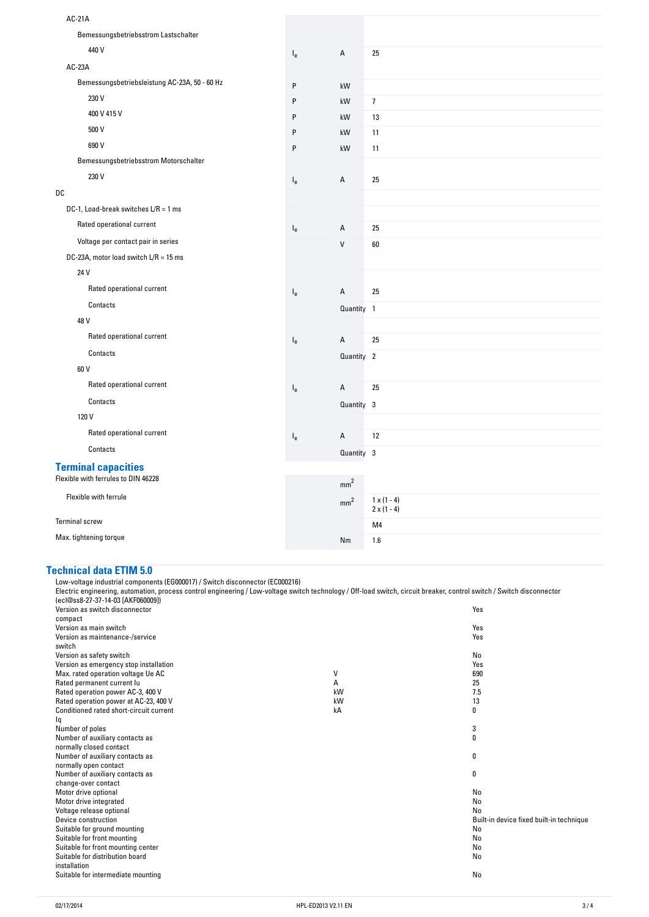| | | | |
|---|---|---|---|
| AC-21A | | | |
| Bemessungsbetriebsstrom Lastschalter | | | |
| 440 V | $I_e$ | A | 25 |
| AC-23A | | | |
| Bemessungsbetriebsleistung AC-23A, 50 - 60 Hz | P | kW | |
| 230 V | P | kW | 7 |
| 400 V 415 V | P | kW | 13 |
| 500 V | P | kW | 11 |
| 690 V | P | kW | 11 |
| Bemessungsbetriebsstrom Motorschalter | | | |
| 230 V | $I_e$ | A | 25 |
| DC | | | |
| DC-1, Load-break switches L/R = 1 ms | | | |
| Rated operational current | $I_e$ | A | 25 |
| Voltage per contact pair in series | | V | 60 |
| DC-23A, motor load switch L/R = 15 ms | | | |
| 24 V | | | |
| Rated operational current | $I_e$ | A | 25 |
| Contacts | | Quantity | 1 |
| 48 V | | | |
| Rated operational current | $I_e$ | A | 25 |
| Contacts | | Quantity | 2 |
| 60 V | | | |
| Rated operational current | $I_e$ | A | 25 |
| Contacts | | Quantity | 3 |
| 120 V | | | |
| Rated operational current | $I_e$ | A | 12 |
| Contacts | | Quantity | 3 |

## Terminal capacities

| | | | |
|---|---|---|---|
| Flexible with ferrules to DIN 46228 | | $mm^2$ | |
| Flexible with ferrule | | $mm^2$ | 1 x (1 - 4)<br>2 x (1 - 4) |
| Terminal screw | | | M4 |
| Max. tightening torque | | Nm | 1.6 |

## Technical data ETIM 5.0

Low-voltage industrial components (EG000017) / Switch disconnector (EC000216)
Electric engineering, automation, process control engineering / Low-voltage switch technology / Off-load switch, circuit breaker, control switch / Switch disconnector (ecl@ss8-27-37-14-03 [AKF060009])

| | | |
|---|---|---|
| Version as switch disconnector compact | | Yes |
| Version as main switch | | Yes |
| Version as maintenance-/service switch | | Yes |
| Version as safety switch | | No |
| Version as emergency stop installation | | Yes |
| Max. rated operation voltage Ue AC | V | 690 |
| Rated permanent current Iu | A | 25 |
| Rated operation power AC-3, 400 V | kW | 7.5 |
| Rated operation power at AC-23, 400 V | kW | 13 |
| Conditioned rated short-circuit current Iq | kA | 0 |
| Number of poles | | 3 |
| Number of auxiliary contacts as normally closed contact | | 0 |
| Number of auxiliary contacts as normally open contact | | 0 |
| Number of auxiliary contacts as change-over contact | | 0 |
| Motor drive optional | | No |
| Motor drive integrated | | No |
| Voltage release optional | | No |
| Device construction | | Built-in device fixed built-in technique |
| Suitable for ground mounting | | No |
| Suitable for front mounting | | No |
| Suitable for front mounting center | | No |
| Suitable for distribution board installation | | No |
| Suitable for intermediate mounting | | No |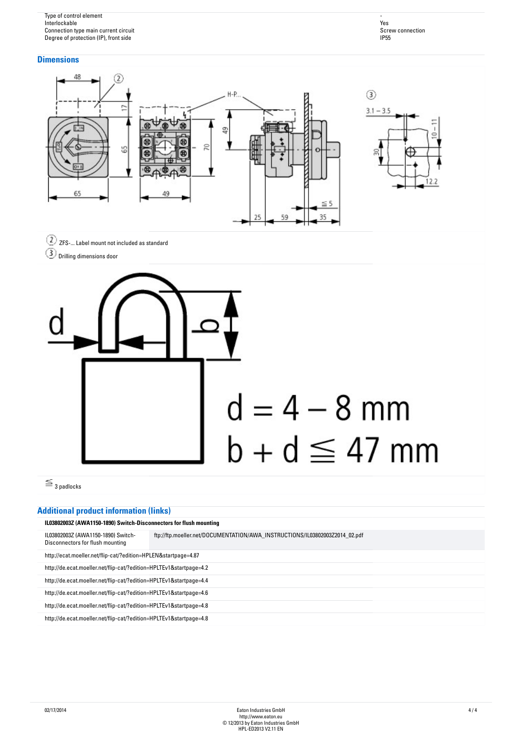| | |
|---|---|
| Type of control element | - |
| Interlockable | Yes |
| Connection type main current circuit | Screw connection |
| Degree of protection (IP), front side | IP55 |

## Dimensions

48
17
65
65
49
70
49
H-P...
25
59
35
≦ 5
3.1 – 3.5
10 – 11
30
12.2

(2) ZFS-... Label mount not included as standard

(3) Drilling dimensions door

d
b
d = 4 – 8 mm
b + d ≦ 47 mm

≦ 3 padlocks

## Additional product information (links)

| IL03802003Z (AWA1150-1890) Switch-Disconnectors for flush mounting | |
|---|---|
| IL03802003Z (AWA1150-1890) Switch-Disconnectors for flush mounting | ftp://ftp.moeller.net/DOCUMENTATION/AWA_INSTRUCTIONS/IL03802003Z2014_02.pdf |
| http://ecat.moeller.net/flip-cat/?edition=HPLEN&startpage=4.87 | |
| http://de.ecat.moeller.net/flip-cat/?edition=HPLTEv1&startpage=4.2 | |
| http://de.ecat.moeller.net/flip-cat/?edition=HPLTEv1&startpage=4.4 | |
| http://de.ecat.moeller.net/flip-cat/?edition=HPLTEv1&startpage=4.6 | |
| http://de.ecat.moeller.net/flip-cat/?edition=HPLTEv1&startpage=4.8 | |
| http://de.ecat.moeller.net/flip-cat/?edition=HPLTEv1&startpage=4.8 | |